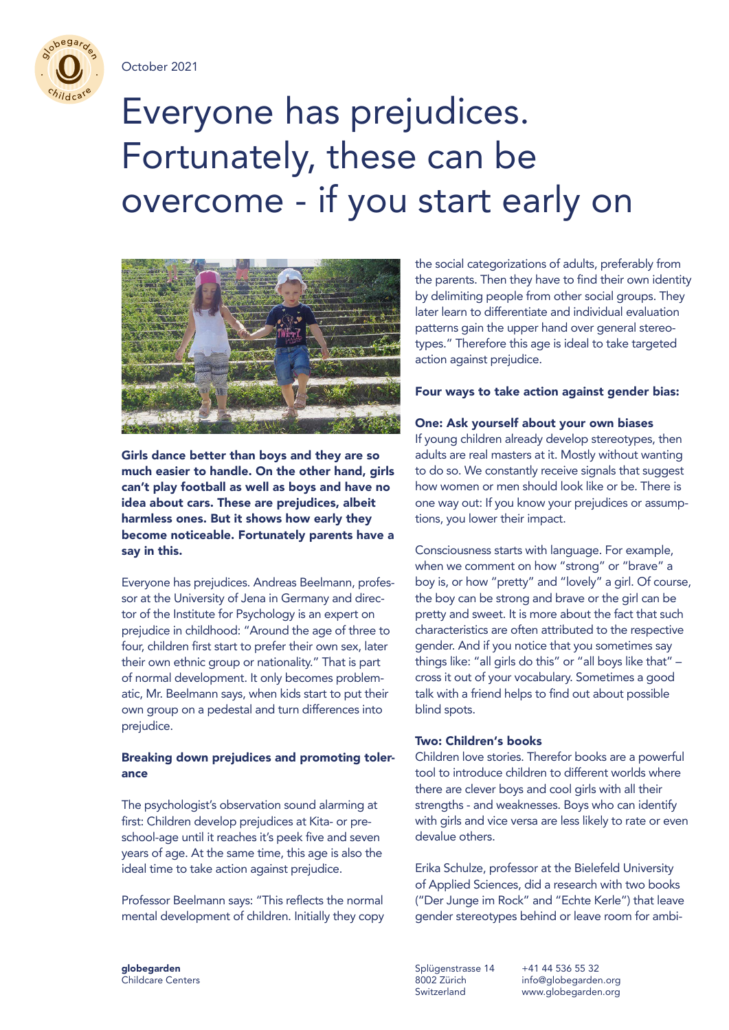October 2021

# Everyone has prejudices. Fortunately, these can be overcome - if you start early on

**Girls dance better than boys and they are so much easier to handle. On the other hand, girls can't play football as well as boys and have no idea about cars. These are prejudices, albeit harmless ones. But it shows how early they become noticeable. Fortunately parents have a say in this.**

Everyone has prejudices. Andreas Beelmann, professor at the University of Jena in Germany and director of the Institute for Psychology is an expert on prejudice in childhood: "Around the age of three to four, children first start to prefer their own sex, later their own ethnic group or nationality." That is part of normal development. It only becomes problematic, Mr. Beelmann says, when kids start to put their own group on a pedestal and turn differences into prejudice.

### Breaking down prejudices and promoting tolerance

The psychologist's observation sound alarming at first: Children develop prejudices at Kita- or preschool-age until it reaches it's peek five and seven years of age. At the same time, this age is also the ideal time to take action against prejudice.

Professor Beelmann says: "This reflects the normal mental development of children. Initially they copy the social categorizations of adults, preferably from the parents. Then they have to find their own identity by delimiting people from other social groups. They later learn to differentiate and individual evaluation patterns gain the upper hand over general stereotypes." Therefore this age is ideal to take targeted action against prejudice.

### Four ways to take action against gender bias:

#### One: Ask yourself about your own biases

If young children already develop stereotypes, then adults are real masters at it. Mostly without wanting to do so. We constantly receive signals that suggest how women or men should look like or be. There is one way out: If you know your prejudices or assumptions, you lower their impact.

Consciousness starts with language. For example, when we comment on how "strong" or "brave" a boy is, or how "pretty" and "lovely" a girl. Of course, the boy can be strong and brave or the girl can be pretty and sweet. It is more about the fact that such characteristics are often attributed to the respective gender. And if you notice that you sometimes say things like: "all girls do this" or "all boys like that" – cross it out of your vocabulary. Sometimes a good talk with a friend helps to find out about possible blind spots.

#### Two: Children's books

Children love stories. Therefor books are a powerful tool to introduce children to different worlds where there are clever boys and cool girls with all their strengths - and weaknesses. Boys who can identify with girls and vice versa are less likely to rate or even devalue others.

Erika Schulze, professor at the Bielefeld University of Applied Sciences, did a research with two books ("Der Junge im Rock" and "Echte Kerle") that leave gender stereotypes behind or leave room for ambi-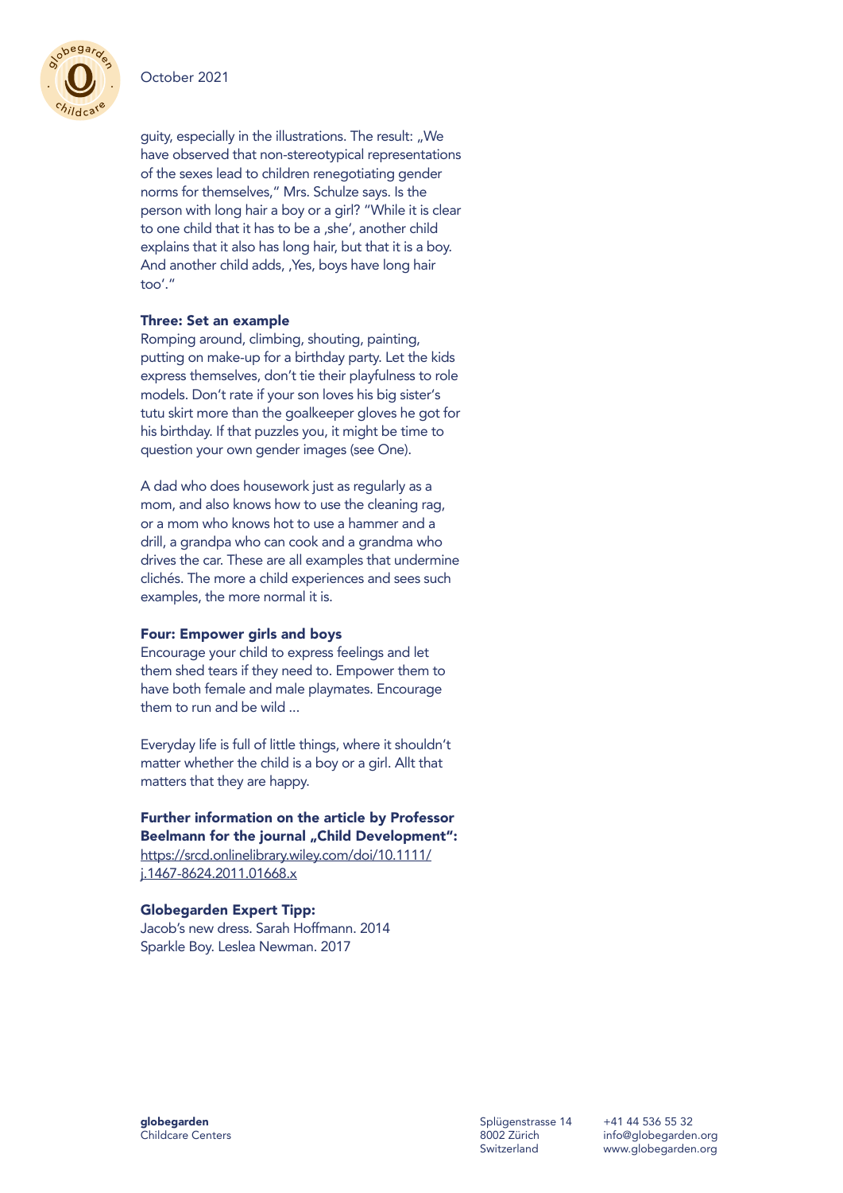guity, especially in the illustrations. The result: „We have observed that non-stereotypical representations of the sexes lead to children renegotiating gender norms for themselves," Mrs. Schulze says. Is the person with long hair a boy or a girl? "While it is clear to one child that it has to be a ‚she', another child explains that it also has long hair, but that it is a boy. And another child adds, ‚Yes, boys have long hair too'."

**Three: Set an example**

Romping around, climbing, shouting, painting, putting on make-up for a birthday party. Let the kids express themselves, don't tie their playfulness to role models. Don't rate if your son loves his big sister's tutu skirt more than the goalkeeper gloves he got for his birthday. If that puzzles you, it might be time to question your own gender images (see One).

A dad who does housework just as regularly as a mom, and also knows how to use the cleaning rag, or a mom who knows hot to use a hammer and a drill, a grandpa who can cook and a grandma who drives the car. These are all examples that undermine clichés. The more a child experiences and sees such examples, the more normal it is.

**Four: Empower girls and boys**

Encourage your child to express feelings and let them shed tears if they need to. Empower them to have both female and male playmates. Encourage them to run and be wild ...

Everyday life is full of little things, where it shouldn't matter whether the child is a boy or a girl. Allt that matters that they are happy.

**Further information on the article by Professor Beelmann for the journal „Child Development":**
https://srcd.onlinelibrary.wiley.com/doi/10.1111/j.1467-8624.2011.01668.x

**Globegarden Expert Tipp:**
Jacob's new dress. Sarah Hoffmann. 2014
Sparkle Boy. Leslea Newman. 2017